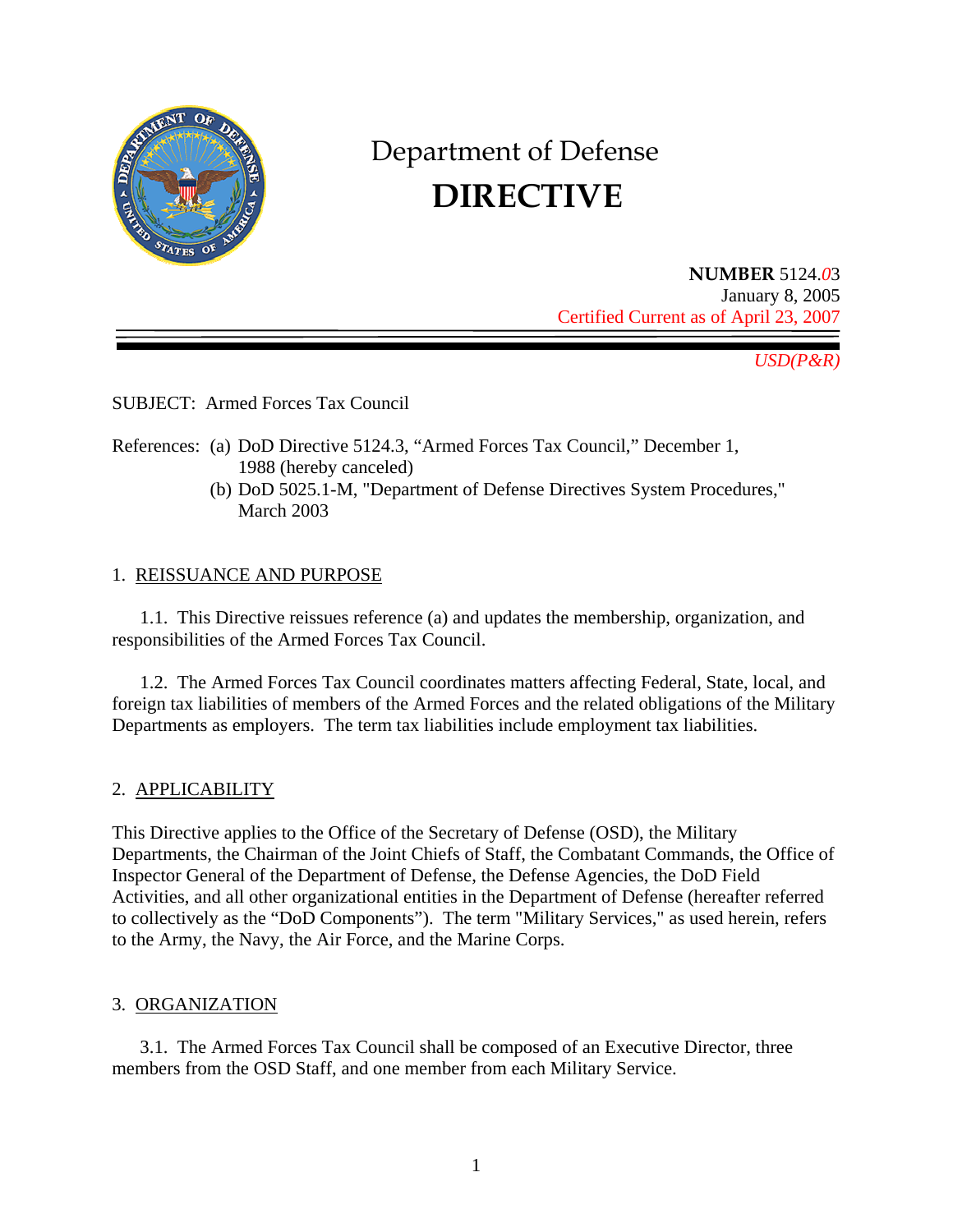# Department of Defense
# DIRECTIVE

**NUMBER** 5124.03
January 8, 2005
Certified Current as of April 23, 2007

*USD(P&R)*

SUBJECT: Armed Forces Tax Council

References: (a) DoD Directive 5124.3, "Armed Forces Tax Council," December 1, 1988 (hereby canceled)
(b) DoD 5025.1-M, "Department of Defense Directives System Procedures," March 2003

## 1. REISSUANCE AND PURPOSE

1.1. This Directive reissues reference (a) and updates the membership, organization, and responsibilities of the Armed Forces Tax Council.

1.2. The Armed Forces Tax Council coordinates matters affecting Federal, State, local, and foreign tax liabilities of members of the Armed Forces and the related obligations of the Military Departments as employers. The term tax liabilities include employment tax liabilities.

## 2. APPLICABILITY

This Directive applies to the Office of the Secretary of Defense (OSD), the Military Departments, the Chairman of the Joint Chiefs of Staff, the Combatant Commands, the Office of Inspector General of the Department of Defense, the Defense Agencies, the DoD Field Activities, and all other organizational entities in the Department of Defense (hereafter referred to collectively as the "DoD Components"). The term "Military Services," as used herein, refers to the Army, the Navy, the Air Force, and the Marine Corps.

## 3. ORGANIZATION

3.1. The Armed Forces Tax Council shall be composed of an Executive Director, three members from the OSD Staff, and one member from each Military Service.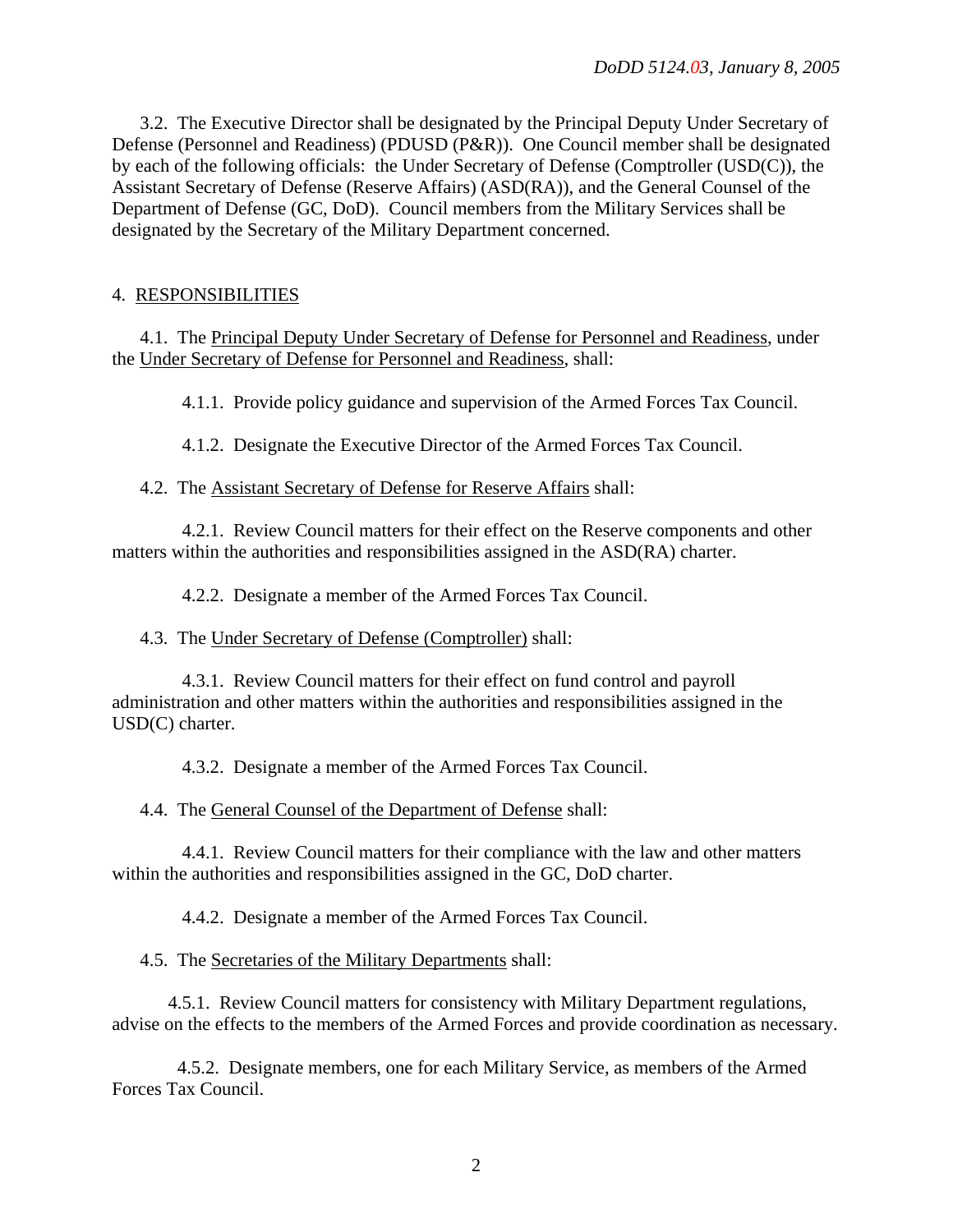3.2. The Executive Director shall be designated by the Principal Deputy Under Secretary of Defense (Personnel and Readiness) (PDUSD (P&R)). One Council member shall be designated by each of the following officials: the Under Secretary of Defense (Comptroller (USD(C)), the Assistant Secretary of Defense (Reserve Affairs) (ASD(RA)), and the General Counsel of the Department of Defense (GC, DoD). Council members from the Military Services shall be designated by the Secretary of the Military Department concerned.

## 4. RESPONSIBILITIES

4.1. The Principal Deputy Under Secretary of Defense for Personnel and Readiness, under the Under Secretary of Defense for Personnel and Readiness, shall:

4.1.1. Provide policy guidance and supervision of the Armed Forces Tax Council.

4.1.2. Designate the Executive Director of the Armed Forces Tax Council.

4.2. The Assistant Secretary of Defense for Reserve Affairs shall:

4.2.1. Review Council matters for their effect on the Reserve components and other matters within the authorities and responsibilities assigned in the ASD(RA) charter.

4.2.2. Designate a member of the Armed Forces Tax Council.

4.3. The Under Secretary of Defense (Comptroller) shall:

4.3.1. Review Council matters for their effect on fund control and payroll administration and other matters within the authorities and responsibilities assigned in the USD(C) charter.

4.3.2. Designate a member of the Armed Forces Tax Council.

4.4. The General Counsel of the Department of Defense shall:

4.4.1. Review Council matters for their compliance with the law and other matters within the authorities and responsibilities assigned in the GC, DoD charter.

4.4.2. Designate a member of the Armed Forces Tax Council.

4.5. The Secretaries of the Military Departments shall:

4.5.1. Review Council matters for consistency with Military Department regulations, advise on the effects to the members of the Armed Forces and provide coordination as necessary.

4.5.2. Designate members, one for each Military Service, as members of the Armed Forces Tax Council.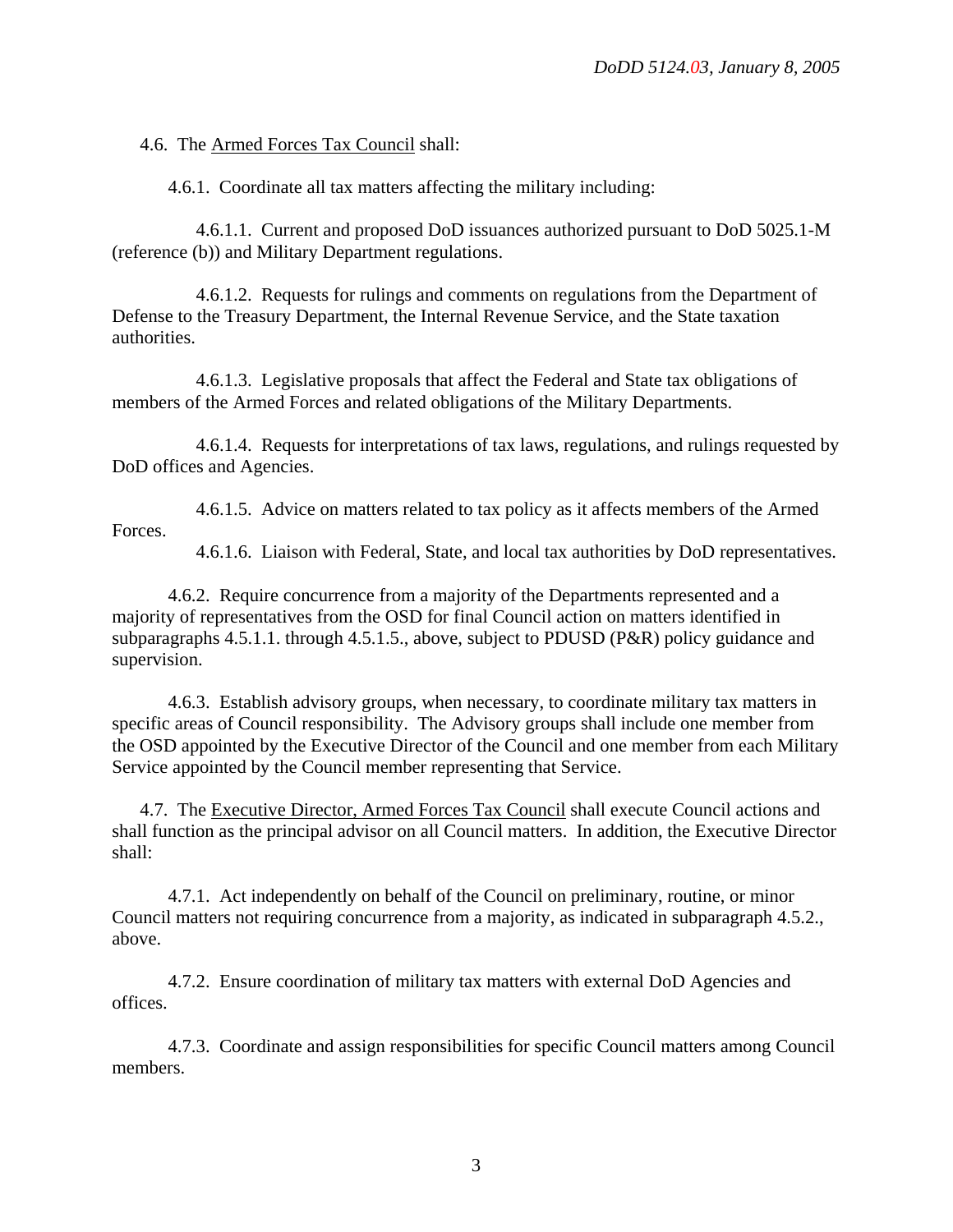4.6. The Armed Forces Tax Council shall:

4.6.1. Coordinate all tax matters affecting the military including:

4.6.1.1. Current and proposed DoD issuances authorized pursuant to DoD 5025.1-M (reference (b)) and Military Department regulations.

4.6.1.2. Requests for rulings and comments on regulations from the Department of Defense to the Treasury Department, the Internal Revenue Service, and the State taxation authorities.

4.6.1.3. Legislative proposals that affect the Federal and State tax obligations of members of the Armed Forces and related obligations of the Military Departments.

4.6.1.4. Requests for interpretations of tax laws, regulations, and rulings requested by DoD offices and Agencies.

4.6.1.5. Advice on matters related to tax policy as it affects members of the Armed Forces.

4.6.1.6. Liaison with Federal, State, and local tax authorities by DoD representatives.

4.6.2. Require concurrence from a majority of the Departments represented and a majority of representatives from the OSD for final Council action on matters identified in subparagraphs 4.5.1.1. through 4.5.1.5., above, subject to PDUSD (P&R) policy guidance and supervision.

4.6.3. Establish advisory groups, when necessary, to coordinate military tax matters in specific areas of Council responsibility. The Advisory groups shall include one member from the OSD appointed by the Executive Director of the Council and one member from each Military Service appointed by the Council member representing that Service.

4.7. The Executive Director, Armed Forces Tax Council shall execute Council actions and shall function as the principal advisor on all Council matters. In addition, the Executive Director shall:

4.7.1. Act independently on behalf of the Council on preliminary, routine, or minor Council matters not requiring concurrence from a majority, as indicated in subparagraph 4.5.2., above.

4.7.2. Ensure coordination of military tax matters with external DoD Agencies and offices.

4.7.3. Coordinate and assign responsibilities for specific Council matters among Council members.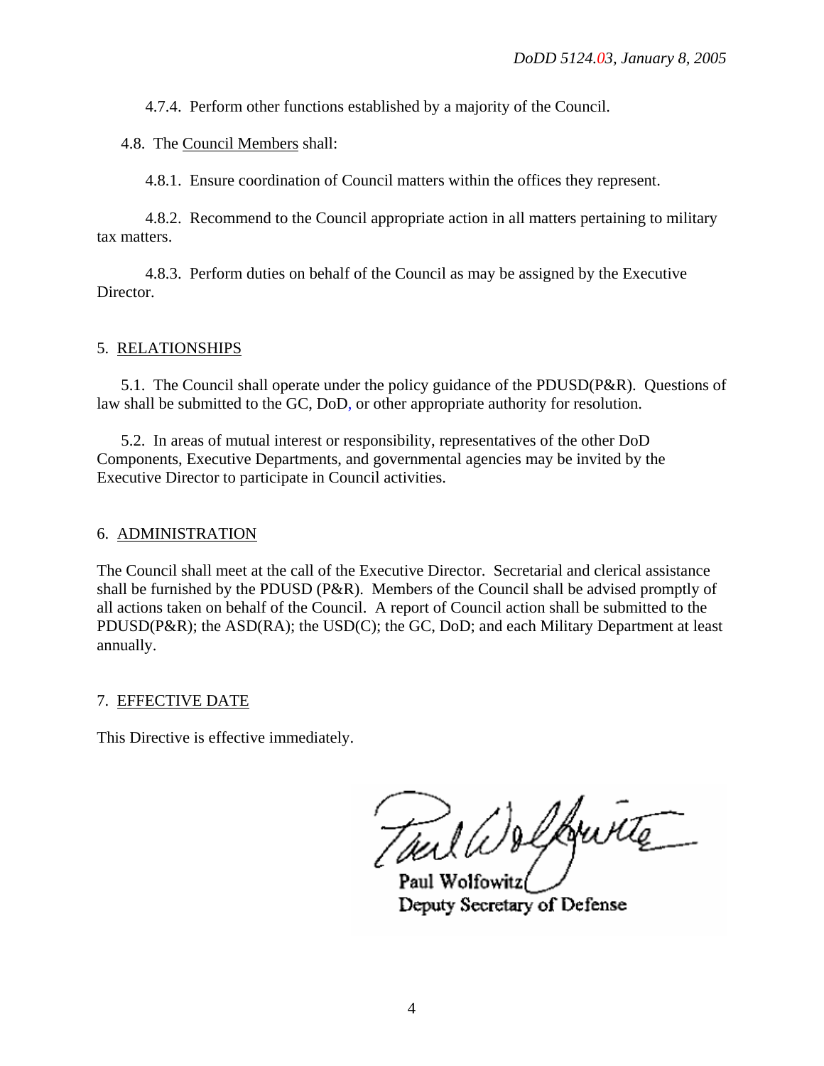4.7.4. Perform other functions established by a majority of the Council.

4.8. The Council Members shall:

4.8.1. Ensure coordination of Council matters within the offices they represent.

4.8.2. Recommend to the Council appropriate action in all matters pertaining to military tax matters.

4.8.3. Perform duties on behalf of the Council as may be assigned by the Executive Director.

## 5. RELATIONSHIPS

5.1. The Council shall operate under the policy guidance of the PDUSD(P&R). Questions of law shall be submitted to the GC, DoD, or other appropriate authority for resolution.

5.2. In areas of mutual interest or responsibility, representatives of the other DoD Components, Executive Departments, and governmental agencies may be invited by the Executive Director to participate in Council activities.

## 6. ADMINISTRATION

The Council shall meet at the call of the Executive Director. Secretarial and clerical assistance shall be furnished by the PDUSD (P&R). Members of the Council shall be advised promptly of all actions taken on behalf of the Council. A report of Council action shall be submitted to the PDUSD(P&R); the ASD(RA); the USD(C); the GC, DoD; and each Military Department at least annually.

## 7. EFFECTIVE DATE

This Directive is effective immediately.

Paul Wolfowitz
Deputy Secretary of Defense